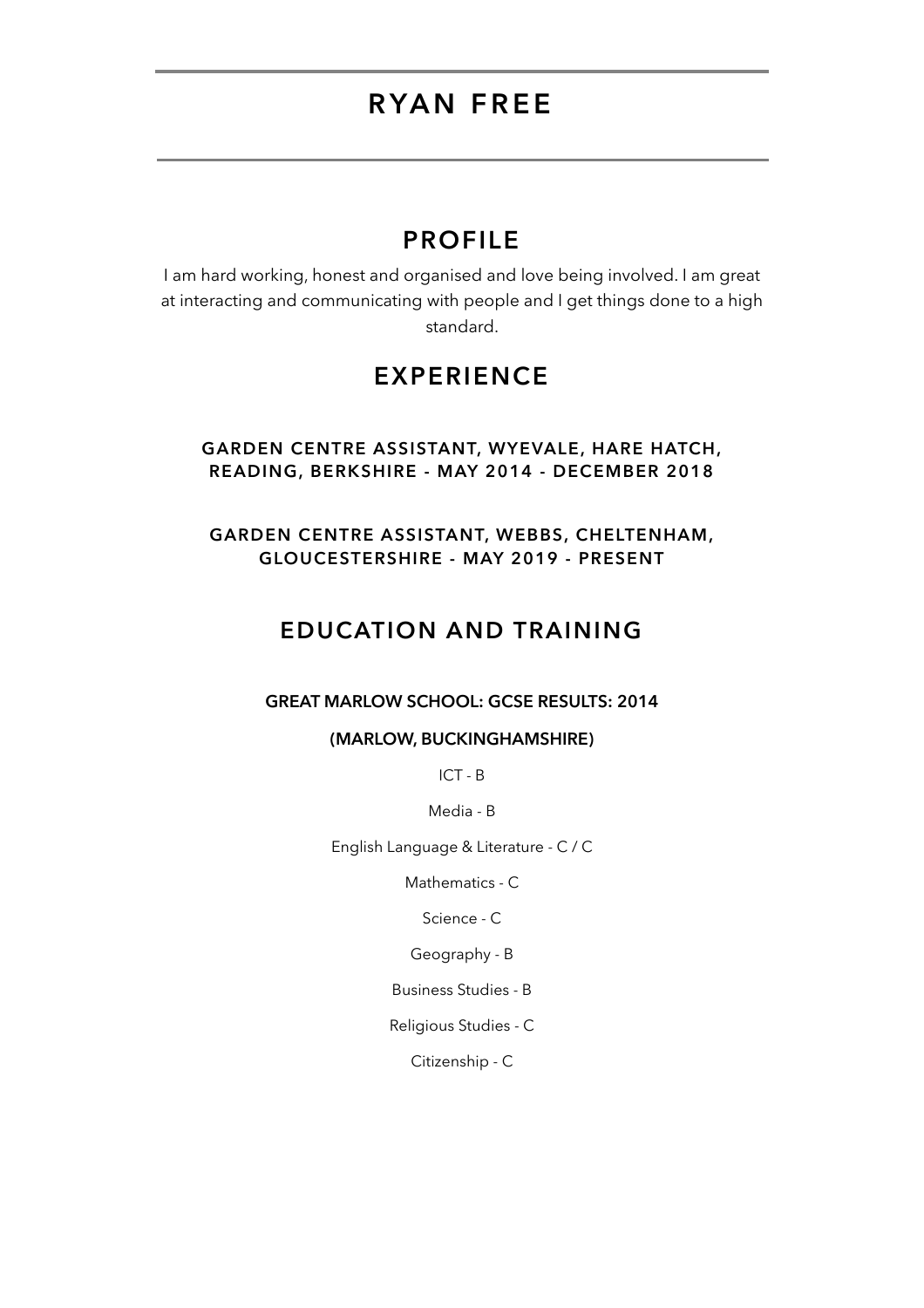# RYAN FREE

## PROFILE

I am hard working, honest and organised and love being involved. I am great at interacting and communicating with people and I get things done to a high standard.

## EXPERIENCE

### GARDEN CENTRE ASSISTANT, WYEVALE, HARE HATCH, READING, BERKSHIRE - MAY 2014 - DECEMBER 2018

### GARDEN CENTRE ASSISTANT, WEBBS, CHELTENHAM, GLOUCESTERSHIRE - MAY 2019 - PRESENT

## EDUCATION AND TRAINING

**GREAT MARLOW SCHOOL: GCSE RESULTS: 2014**

**(MARLOW, BUCKINGHAMSHIRE)**

ICT - B

Media - B

English Language & Literature - C / C

Mathematics - C

Science - C

Geography - B

Business Studies - B

Religious Studies - C

Citizenship - C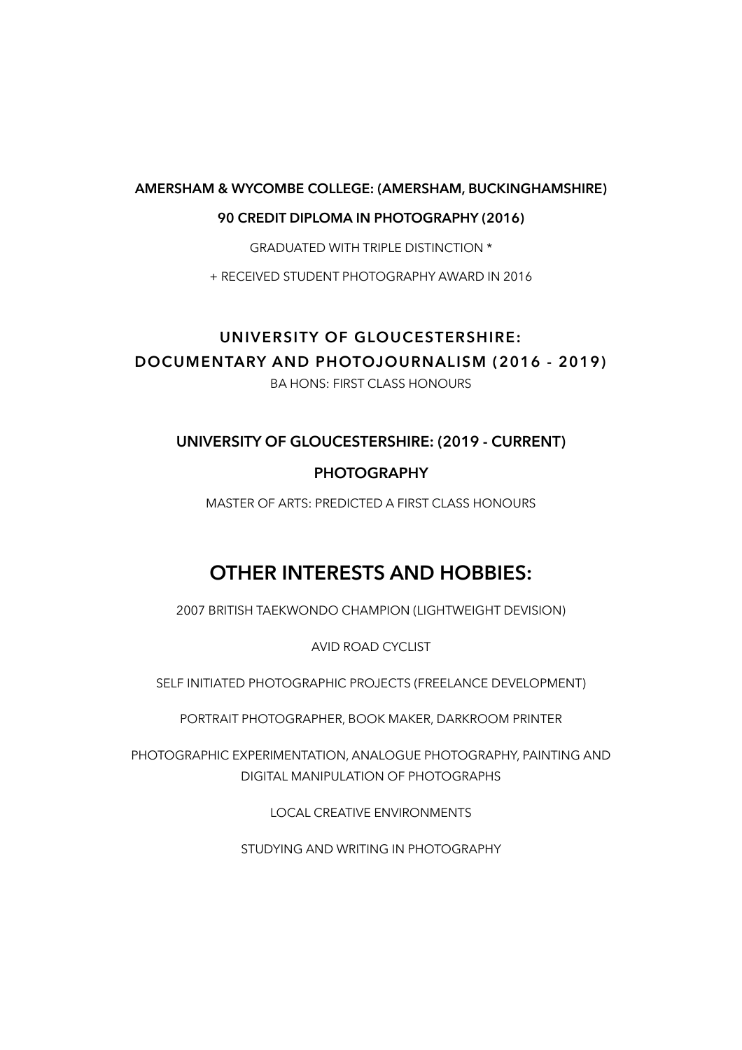**AMERSHAM & WYCOMBE COLLEGE: (AMERSHAM, BUCKINGHAMSHIRE)**

**90 CREDIT DIPLOMA IN PHOTOGRAPHY (2016)**

GRADUATED WITH TRIPLE DISTINCTION *

+ RECEIVED STUDENT PHOTOGRAPHY AWARD IN 2016

**UNIVERSITY OF GLOUCESTERSHIRE:**
**DOCUMENTARY AND PHOTOJOURNALISM (2016 - 2019)**

BA HONS: FIRST CLASS HONOURS

**UNIVERSITY OF GLOUCESTERSHIRE: (2019 - CURRENT)**

**PHOTOGRAPHY**

MASTER OF ARTS: PREDICTED A FIRST CLASS HONOURS

## OTHER INTERESTS AND HOBBIES:

2007 BRITISH TAEKWONDO CHAMPION (LIGHTWEIGHT DEVISION)

AVID ROAD CYCLIST

SELF INITIATED PHOTOGRAPHIC PROJECTS (FREELANCE DEVELOPMENT)

PORTRAIT PHOTOGRAPHER, BOOK MAKER, DARKROOM PRINTER

PHOTOGRAPHIC EXPERIMENTATION, ANALOGUE PHOTOGRAPHY, PAINTING AND DIGITAL MANIPULATION OF PHOTOGRAPHS

LOCAL CREATIVE ENVIRONMENTS

STUDYING AND WRITING IN PHOTOGRAPHY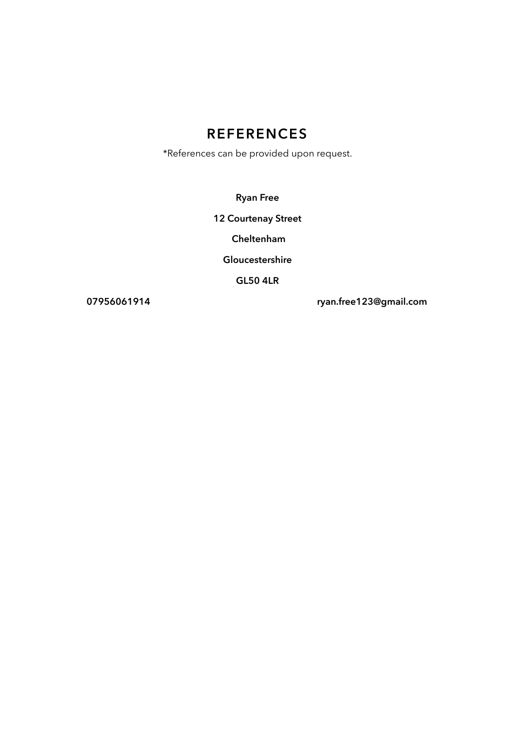## REFERENCES

*References can be provided upon request.

**Ryan Free**

**12 Courtenay Street**

**Cheltenham**

**Gloucestershire**

**GL50 4LR**

**07956061914** **ryan.free123@gmail.com**